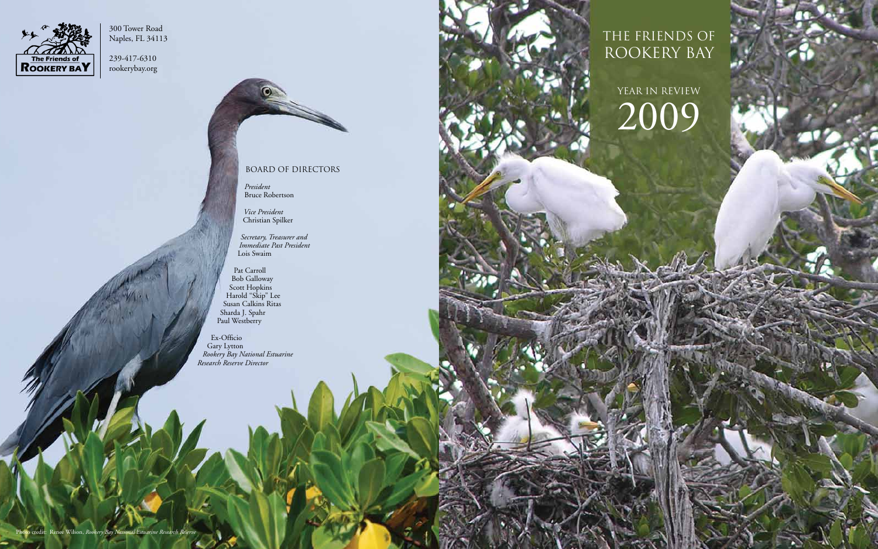The Friends of Rookery Bay

300 Tower Road
Naples, FL 34113

239-417-6310
rookerybay.org

# THE FRIENDS OF ROOKERY BAY

## YEAR IN REVIEW 2009

### BOARD OF DIRECTORS

*President*
Bruce Robertson

*Vice President*
Christian Spilker

*Secretary, Treasurer and Immediate Past President*
Lois Swaim

Pat Carroll
Bob Galloway
Scott Hopkins
Harold "Skip" Lee
Susan Calkins Ritas
Sharda J. Spahr
Paul Westberry

Ex-Officio
Gary Lytton
*Rookery Bay National Estuarine Research Reserve Director*

Photo credit: Renee Wilson, *Rookery Bay National Estuarine Research Reserve*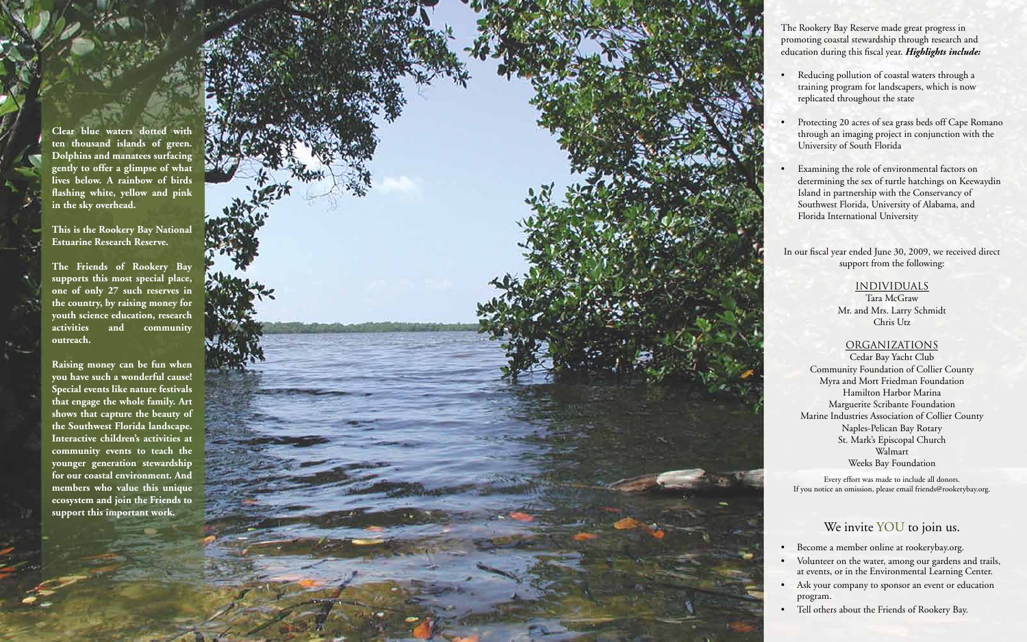**Clear blue waters dotted with ten thousand islands of green. Dolphins and manatees surfacing gently to offer a glimpse of what lives below. A rainbow of birds flashing white, yellow and pink in the sky overhead.**

**This is the Rookery Bay National Estuarine Research Reserve.**

**The Friends of Rookery Bay supports this most special place, one of only 27 such reserves in the country, by raising money for youth science education, research activities and community outreach.**

**Raising money can be fun when you have such a wonderful cause! Special events like nature festivals that engage the whole family. Art shows that capture the beauty of the Southwest Florida landscape. Interactive children's activities at community events to teach the younger generation stewardship for our coastal environment. And members who value this unique ecosystem and join the Friends to support this important work.**

The Rookery Bay Reserve made great progress in promoting coastal stewardship through research and education during this fiscal year. ***Highlights include:***

- Reducing pollution of coastal waters through a training program for landscapers, which is now replicated throughout the state
- Protecting 20 acres of sea grass beds off Cape Romano through an imaging project in conjunction with the University of South Florida
- Examining the role of environmental factors on determining the sex of turtle hatchings on Keewaydin Island in partnership with the Conservancy of Southwest Florida, University of Alabama, and Florida International University

In our fiscal year ended June 30, 2009, we received direct support from the following:

INDIVIDUALS

Tara McGraw
Mr. and Mrs. Larry Schmidt
Chris Utz

ORGANIZATIONS

Cedar Bay Yacht Club
Community Foundation of Collier County
Myra and Mort Friedman Foundation
Hamilton Harbor Marina
Marguerite Scribante Foundation
Marine Industries Association of Collier County
Naples-Pelican Bay Rotary
St. Mark's Episcopal Church
Walmart
Weeks Bay Foundation

Every effort was made to include all donors.
If you notice an omission, please email friends@rookerybay.org.

## We invite YOU to join us.

- Become a member online at rookerybay.org.
- Volunteer on the water, among our gardens and trails, at events, or in the Environmental Learning Center.
- Ask your company to sponsor an event or education program.
- Tell others about the Friends of Rookery Bay.